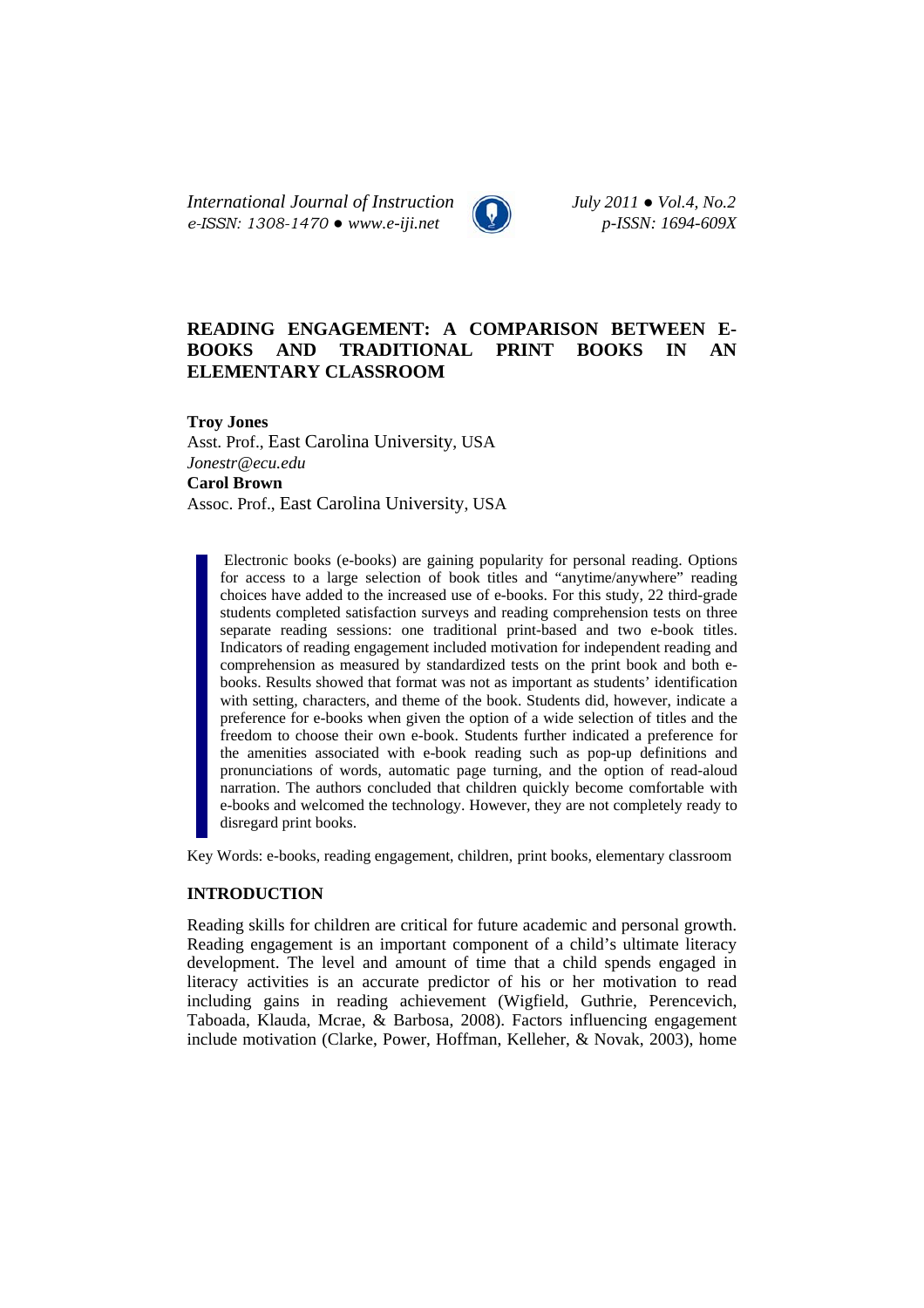# READING ENGAGEMENT: A COMPARISON BETWEEN E-BOOKS AND TRADITIONAL PRINT BOOKS IN AN ELEMENTARY CLASSROOM

**Troy Jones**
Asst. Prof., East Carolina University, USA
*Jonestr@ecu.edu*

**Carol Brown**
Assoc. Prof., East Carolina University, USA

Electronic books (e-books) are gaining popularity for personal reading. Options for access to a large selection of book titles and "anytime/anywhere" reading choices have added to the increased use of e-books. For this study, 22 third-grade students completed satisfaction surveys and reading comprehension tests on three separate reading sessions: one traditional print-based and two e-book titles. Indicators of reading engagement included motivation for independent reading and comprehension as measured by standardized tests on the print book and both e-books. Results showed that format was not as important as students' identification with setting, characters, and theme of the book. Students did, however, indicate a preference for e-books when given the option of a wide selection of titles and the freedom to choose their own e-book. Students further indicated a preference for the amenities associated with e-book reading such as pop-up definitions and pronunciations of words, automatic page turning, and the option of read-aloud narration. The authors concluded that children quickly become comfortable with e-books and welcomed the technology. However, they are not completely ready to disregard print books.

Key Words: e-books, reading engagement, children, print books, elementary classroom

## INTRODUCTION

Reading skills for children are critical for future academic and personal growth. Reading engagement is an important component of a child's ultimate literacy development. The level and amount of time that a child spends engaged in literacy activities is an accurate predictor of his or her motivation to read including gains in reading achievement (Wigfield, Guthrie, Perencevich, Taboada, Klauda, Mcrae, & Barbosa, 2008). Factors influencing engagement include motivation (Clarke, Power, Hoffman, Kelleher, & Novak, 2003), home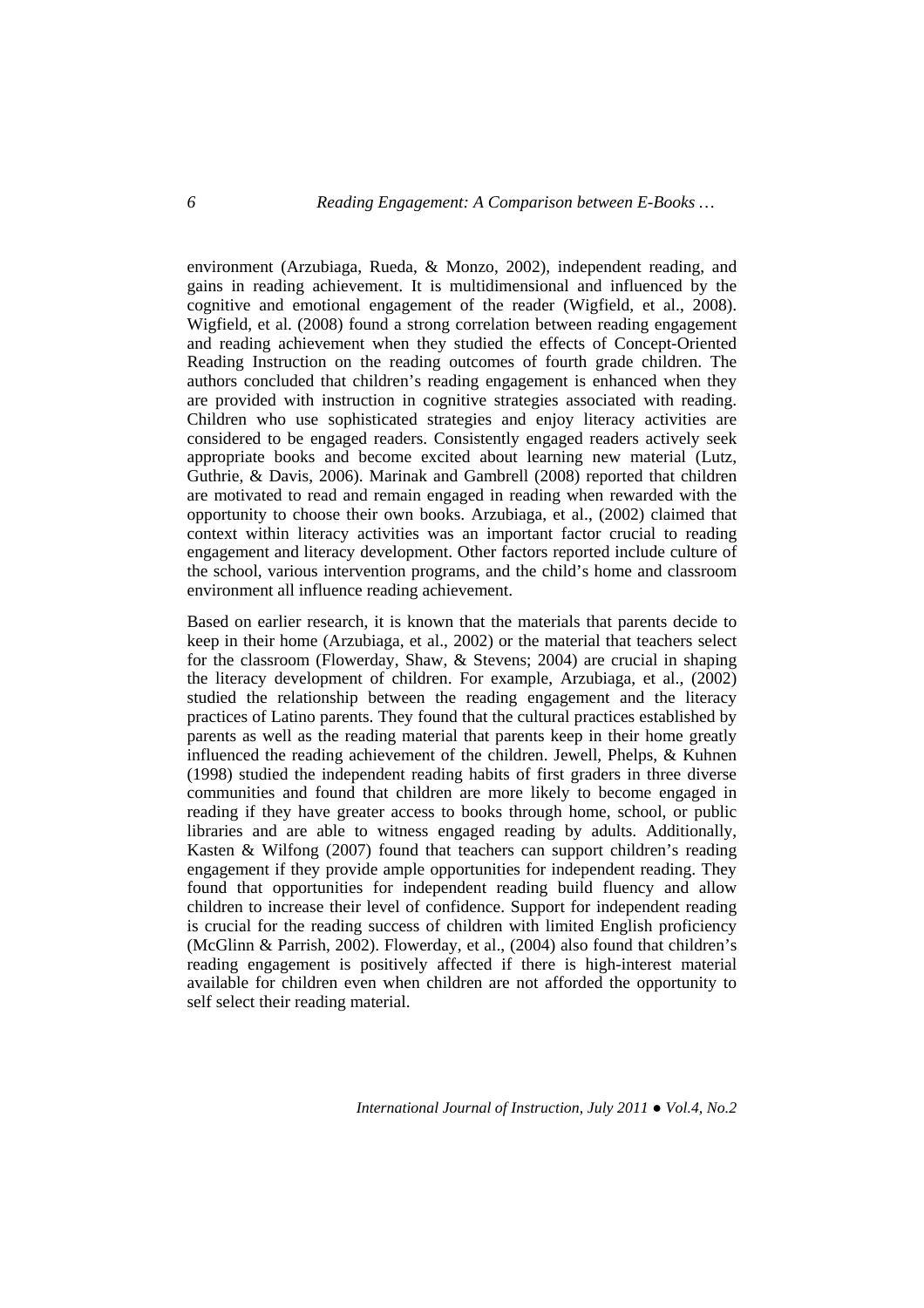environment (Arzubiaga, Rueda, & Monzo, 2002), independent reading, and gains in reading achievement. It is multidimensional and influenced by the cognitive and emotional engagement of the reader (Wigfield, et al., 2008). Wigfield, et al. (2008) found a strong correlation between reading engagement and reading achievement when they studied the effects of Concept-Oriented Reading Instruction on the reading outcomes of fourth grade children. The authors concluded that children's reading engagement is enhanced when they are provided with instruction in cognitive strategies associated with reading. Children who use sophisticated strategies and enjoy literacy activities are considered to be engaged readers. Consistently engaged readers actively seek appropriate books and become excited about learning new material (Lutz, Guthrie, & Davis, 2006). Marinak and Gambrell (2008) reported that children are motivated to read and remain engaged in reading when rewarded with the opportunity to choose their own books. Arzubiaga, et al., (2002) claimed that context within literacy activities was an important factor crucial to reading engagement and literacy development. Other factors reported include culture of the school, various intervention programs, and the child's home and classroom environment all influence reading achievement.

Based on earlier research, it is known that the materials that parents decide to keep in their home (Arzubiaga, et al., 2002) or the material that teachers select for the classroom (Flowerday, Shaw, & Stevens; 2004) are crucial in shaping the literacy development of children. For example, Arzubiaga, et al., (2002) studied the relationship between the reading engagement and the literacy practices of Latino parents. They found that the cultural practices established by parents as well as the reading material that parents keep in their home greatly influenced the reading achievement of the children. Jewell, Phelps, & Kuhnen (1998) studied the independent reading habits of first graders in three diverse communities and found that children are more likely to become engaged in reading if they have greater access to books through home, school, or public libraries and are able to witness engaged reading by adults. Additionally, Kasten & Wilfong (2007) found that teachers can support children's reading engagement if they provide ample opportunities for independent reading. They found that opportunities for independent reading build fluency and allow children to increase their level of confidence. Support for independent reading is crucial for the reading success of children with limited English proficiency (McGlinn & Parrish, 2002). Flowerday, et al., (2004) also found that children's reading engagement is positively affected if there is high-interest material available for children even when children are not afforded the opportunity to self select their reading material.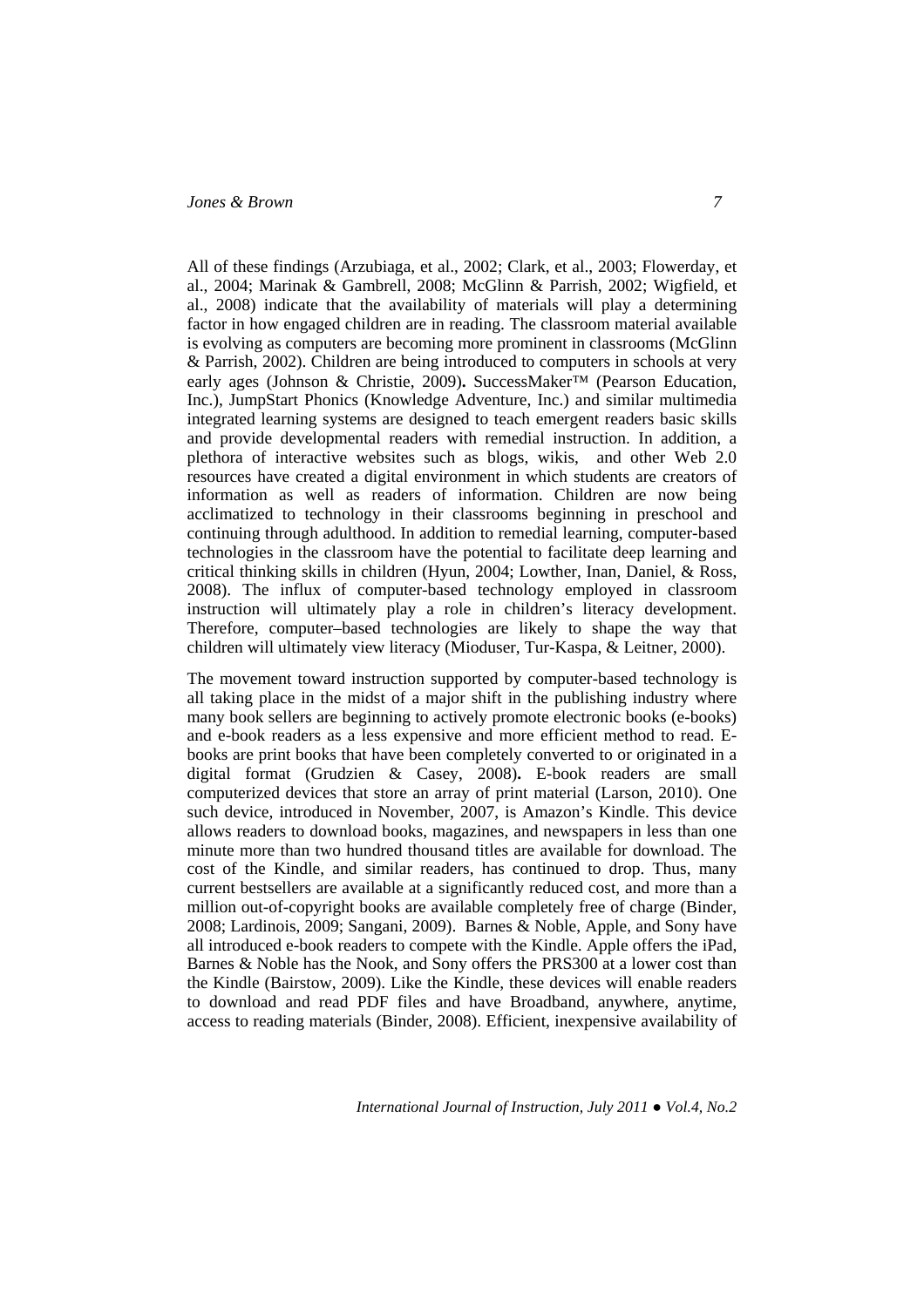All of these findings (Arzubiaga, et al., 2002; Clark, et al., 2003; Flowerday, et al., 2004; Marinak & Gambrell, 2008; McGlinn & Parrish, 2002; Wigfield, et al., 2008) indicate that the availability of materials will play a determining factor in how engaged children are in reading. The classroom material available is evolving as computers are becoming more prominent in classrooms (McGlinn & Parrish, 2002). Children are being introduced to computers in schools at very early ages (Johnson & Christie, 2009)**.** SuccessMaker™ (Pearson Education, Inc.), JumpStart Phonics (Knowledge Adventure, Inc.) and similar multimedia integrated learning systems are designed to teach emergent readers basic skills and provide developmental readers with remedial instruction. In addition, a plethora of interactive websites such as blogs, wikis, and other Web 2.0 resources have created a digital environment in which students are creators of information as well as readers of information. Children are now being acclimatized to technology in their classrooms beginning in preschool and continuing through adulthood. In addition to remedial learning, computer-based technologies in the classroom have the potential to facilitate deep learning and critical thinking skills in children (Hyun, 2004; Lowther, Inan, Daniel, & Ross, 2008). The influx of computer-based technology employed in classroom instruction will ultimately play a role in children's literacy development. Therefore, computer–based technologies are likely to shape the way that children will ultimately view literacy (Mioduser, Tur-Kaspa, & Leitner, 2000).

The movement toward instruction supported by computer-based technology is all taking place in the midst of a major shift in the publishing industry where many book sellers are beginning to actively promote electronic books (e-books) and e-book readers as a less expensive and more efficient method to read. E-books are print books that have been completely converted to or originated in a digital format (Grudzien & Casey, 2008)**.** E-book readers are small computerized devices that store an array of print material (Larson, 2010). One such device, introduced in November, 2007, is Amazon's Kindle. This device allows readers to download books, magazines, and newspapers in less than one minute more than two hundred thousand titles are available for download. The cost of the Kindle, and similar readers, has continued to drop. Thus, many current bestsellers are available at a significantly reduced cost, and more than a million out-of-copyright books are available completely free of charge (Binder, 2008; Lardinois, 2009; Sangani, 2009). Barnes & Noble, Apple, and Sony have all introduced e-book readers to compete with the Kindle. Apple offers the iPad, Barnes & Noble has the Nook, and Sony offers the PRS300 at a lower cost than the Kindle (Bairstow, 2009). Like the Kindle, these devices will enable readers to download and read PDF files and have Broadband, anywhere, anytime, access to reading materials (Binder, 2008). Efficient, inexpensive availability of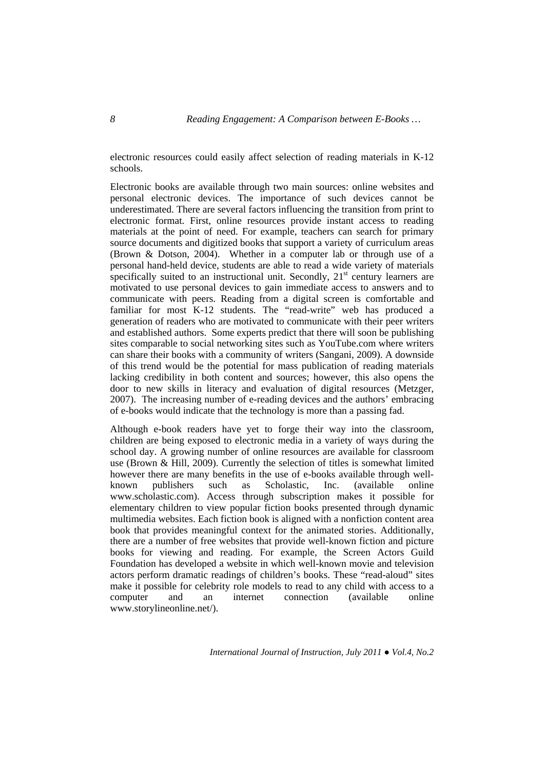electronic resources could easily affect selection of reading materials in K-12 schools.

Electronic books are available through two main sources: online websites and personal electronic devices. The importance of such devices cannot be underestimated. There are several factors influencing the transition from print to electronic format. First, online resources provide instant access to reading materials at the point of need. For example, teachers can search for primary source documents and digitized books that support a variety of curriculum areas (Brown & Dotson, 2004). Whether in a computer lab or through use of a personal hand-held device, students are able to read a wide variety of materials specifically suited to an instructional unit. Secondly, 21st century learners are motivated to use personal devices to gain immediate access to answers and to communicate with peers. Reading from a digital screen is comfortable and familiar for most K-12 students. The "read-write" web has produced a generation of readers who are motivated to communicate with their peer writers and established authors. Some experts predict that there will soon be publishing sites comparable to social networking sites such as YouTube.com where writers can share their books with a community of writers (Sangani, 2009). A downside of this trend would be the potential for mass publication of reading materials lacking credibility in both content and sources; however, this also opens the door to new skills in literacy and evaluation of digital resources (Metzger, 2007). The increasing number of e-reading devices and the authors' embracing of e-books would indicate that the technology is more than a passing fad.

Although e-book readers have yet to forge their way into the classroom, children are being exposed to electronic media in a variety of ways during the school day. A growing number of online resources are available for classroom use (Brown & Hill, 2009). Currently the selection of titles is somewhat limited however there are many benefits in the use of e-books available through well-known publishers such as Scholastic, Inc. (available online www.scholastic.com). Access through subscription makes it possible for elementary children to view popular fiction books presented through dynamic multimedia websites. Each fiction book is aligned with a nonfiction content area book that provides meaningful context for the animated stories. Additionally, there are a number of free websites that provide well-known fiction and picture books for viewing and reading. For example, the Screen Actors Guild Foundation has developed a website in which well-known movie and television actors perform dramatic readings of children's books. These "read-aloud" sites make it possible for celebrity role models to read to any child with access to a computer and an internet connection (available online www.storylineonline.net/).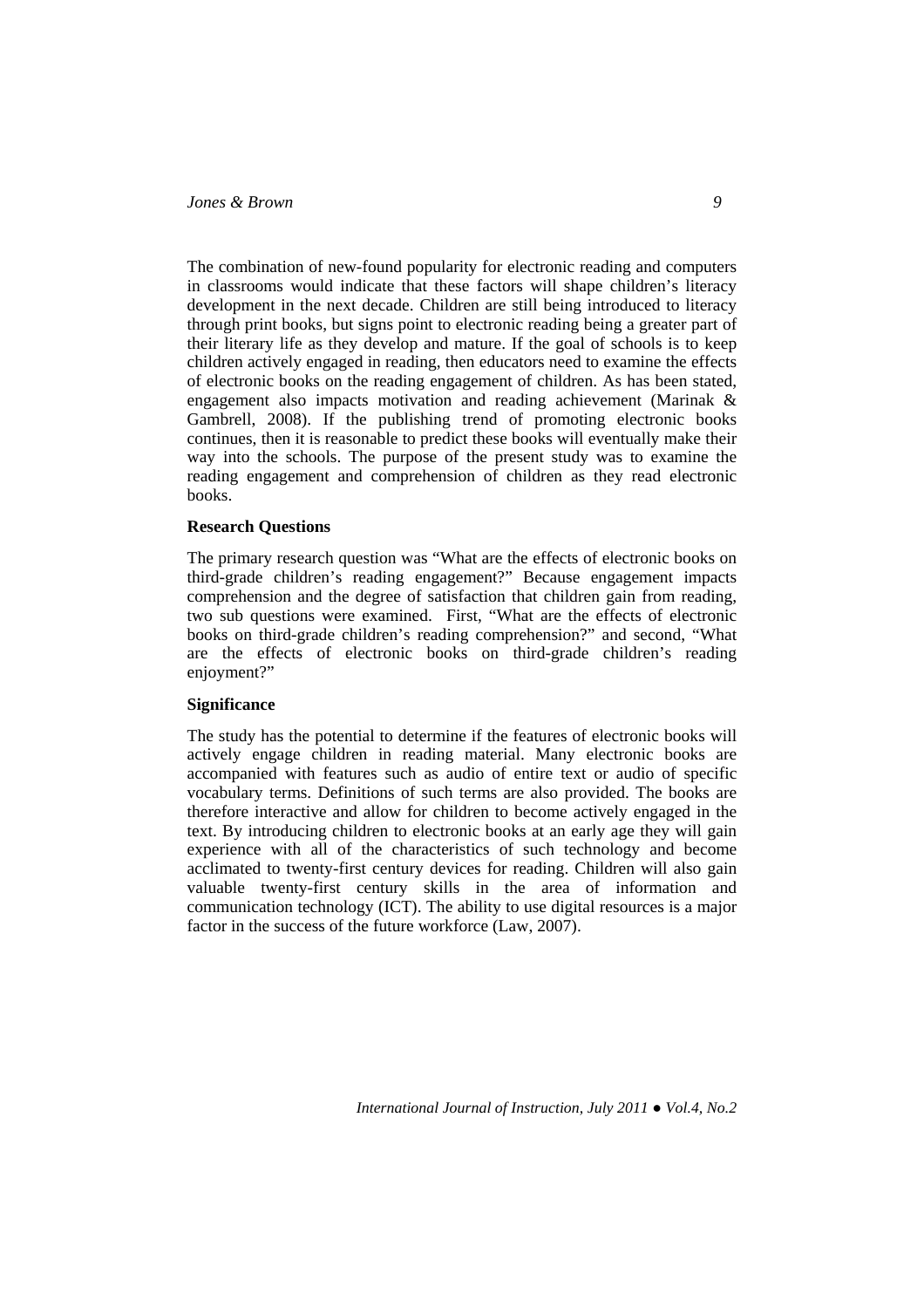The combination of new-found popularity for electronic reading and computers in classrooms would indicate that these factors will shape children's literacy development in the next decade. Children are still being introduced to literacy through print books, but signs point to electronic reading being a greater part of their literary life as they develop and mature. If the goal of schools is to keep children actively engaged in reading, then educators need to examine the effects of electronic books on the reading engagement of children. As has been stated, engagement also impacts motivation and reading achievement (Marinak & Gambrell, 2008). If the publishing trend of promoting electronic books continues, then it is reasonable to predict these books will eventually make their way into the schools. The purpose of the present study was to examine the reading engagement and comprehension of children as they read electronic books.

**Research Questions**

The primary research question was "What are the effects of electronic books on third-grade children's reading engagement?" Because engagement impacts comprehension and the degree of satisfaction that children gain from reading, two sub questions were examined. First, "What are the effects of electronic books on third-grade children's reading comprehension?" and second, "What are the effects of electronic books on third-grade children's reading enjoyment?"

**Significance**

The study has the potential to determine if the features of electronic books will actively engage children in reading material. Many electronic books are accompanied with features such as audio of entire text or audio of specific vocabulary terms. Definitions of such terms are also provided. The books are therefore interactive and allow for children to become actively engaged in the text. By introducing children to electronic books at an early age they will gain experience with all of the characteristics of such technology and become acclimated to twenty-first century devices for reading. Children will also gain valuable twenty-first century skills in the area of information and communication technology (ICT). The ability to use digital resources is a major factor in the success of the future workforce (Law, 2007).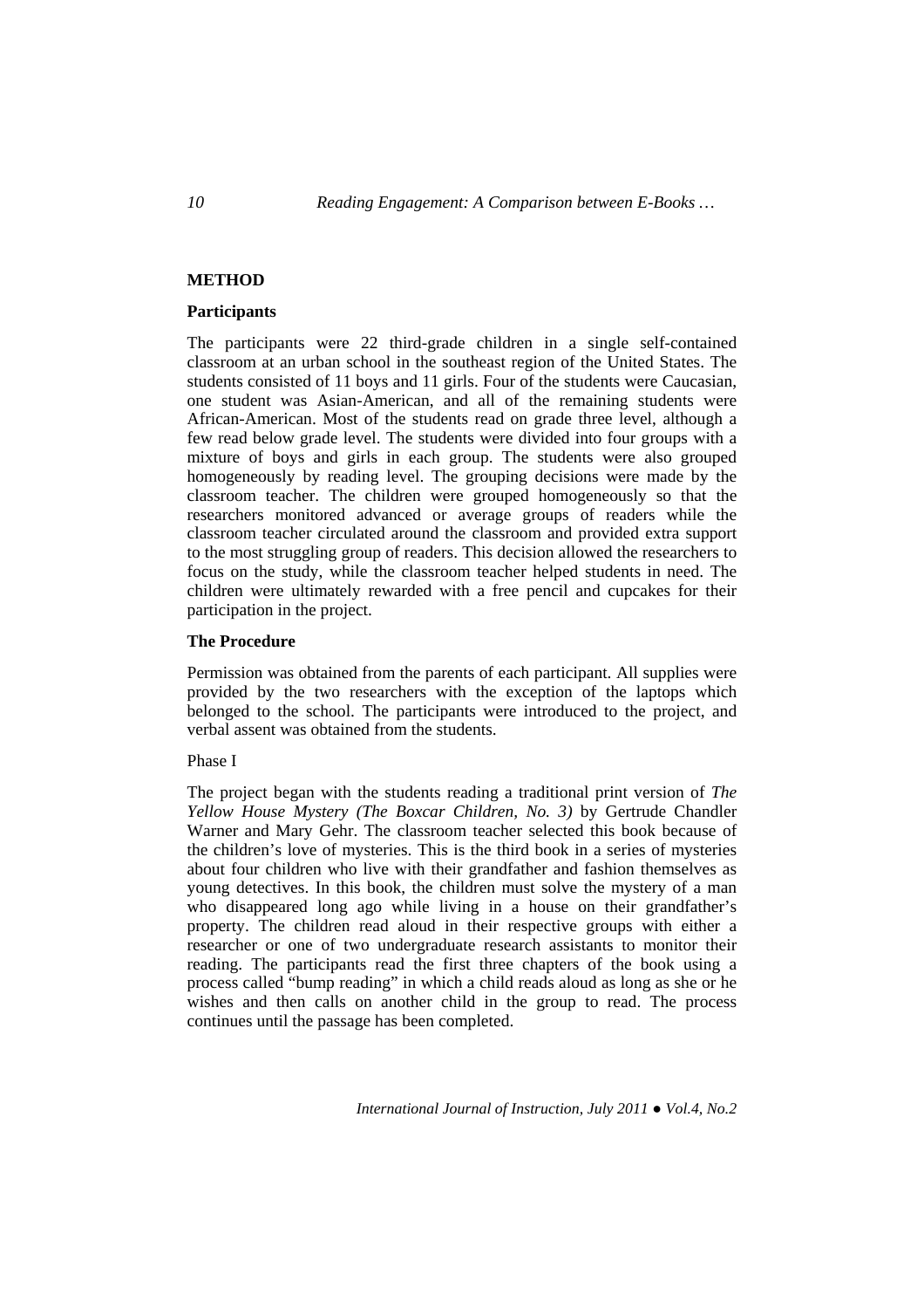## METHOD

### Participants

The participants were 22 third-grade children in a single self-contained classroom at an urban school in the southeast region of the United States. The students consisted of 11 boys and 11 girls. Four of the students were Caucasian, one student was Asian-American, and all of the remaining students were African-American. Most of the students read on grade three level, although a few read below grade level. The students were divided into four groups with a mixture of boys and girls in each group. The students were also grouped homogeneously by reading level. The grouping decisions were made by the classroom teacher. The children were grouped homogeneously so that the researchers monitored advanced or average groups of readers while the classroom teacher circulated around the classroom and provided extra support to the most struggling group of readers. This decision allowed the researchers to focus on the study, while the classroom teacher helped students in need. The children were ultimately rewarded with a free pencil and cupcakes for their participation in the project.

### The Procedure

Permission was obtained from the parents of each participant. All supplies were provided by the two researchers with the exception of the laptops which belonged to the school. The participants were introduced to the project, and verbal assent was obtained from the students.

Phase I

The project began with the students reading a traditional print version of *The Yellow House Mystery (The Boxcar Children, No. 3)* by Gertrude Chandler Warner and Mary Gehr. The classroom teacher selected this book because of the children's love of mysteries. This is the third book in a series of mysteries about four children who live with their grandfather and fashion themselves as young detectives. In this book, the children must solve the mystery of a man who disappeared long ago while living in a house on their grandfather's property. The children read aloud in their respective groups with either a researcher or one of two undergraduate research assistants to monitor their reading. The participants read the first three chapters of the book using a process called "bump reading" in which a child reads aloud as long as she or he wishes and then calls on another child in the group to read. The process continues until the passage has been completed.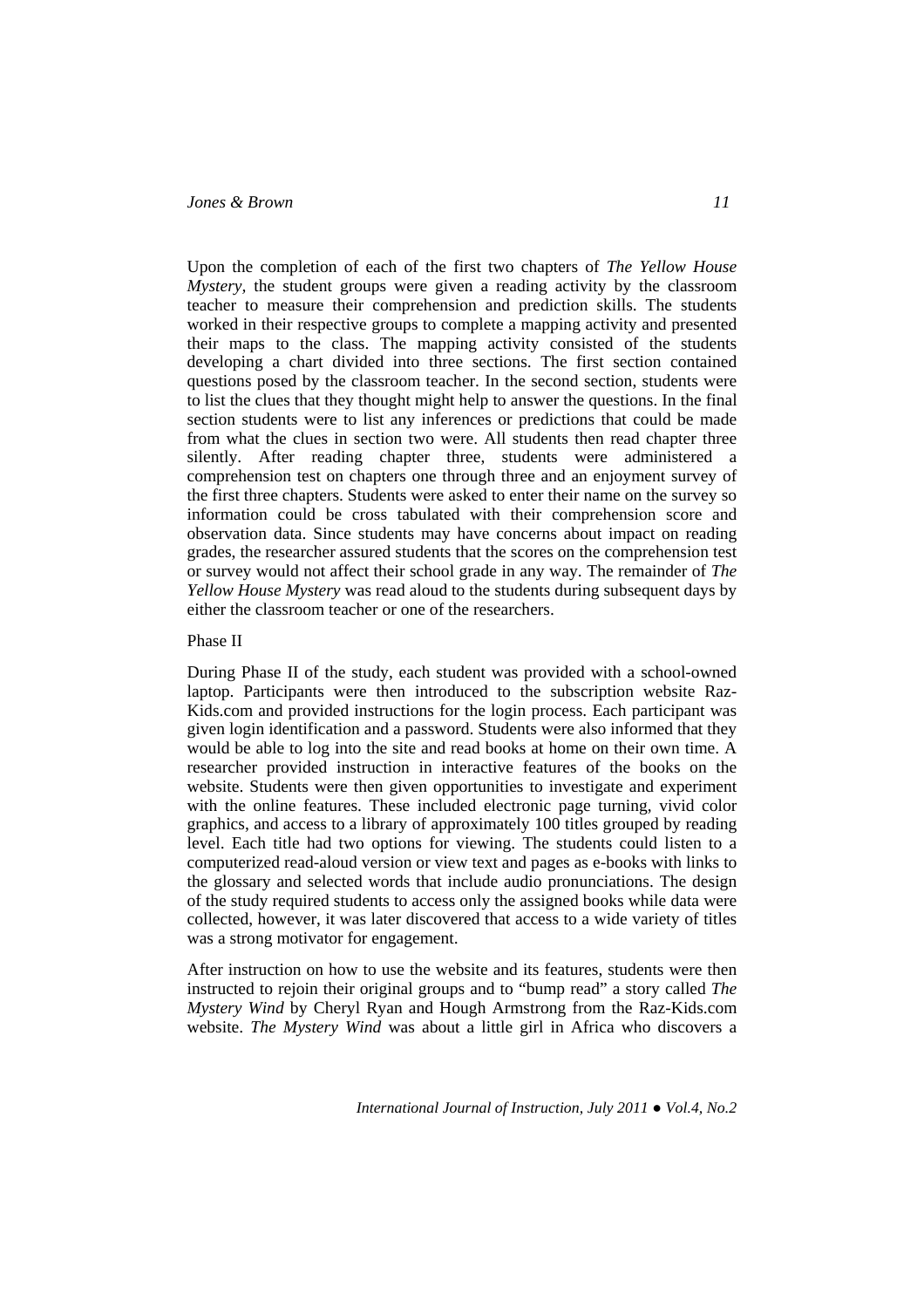Upon the completion of each of the first two chapters of *The Yellow House Mystery*, the student groups were given a reading activity by the classroom teacher to measure their comprehension and prediction skills. The students worked in their respective groups to complete a mapping activity and presented their maps to the class. The mapping activity consisted of the students developing a chart divided into three sections. The first section contained questions posed by the classroom teacher. In the second section, students were to list the clues that they thought might help to answer the questions. In the final section students were to list any inferences or predictions that could be made from what the clues in section two were. All students then read chapter three silently. After reading chapter three, students were administered a comprehension test on chapters one through three and an enjoyment survey of the first three chapters. Students were asked to enter their name on the survey so information could be cross tabulated with their comprehension score and observation data. Since students may have concerns about impact on reading grades, the researcher assured students that the scores on the comprehension test or survey would not affect their school grade in any way. The remainder of *The Yellow House Mystery* was read aloud to the students during subsequent days by either the classroom teacher or one of the researchers.

Phase II

During Phase II of the study, each student was provided with a school-owned laptop. Participants were then introduced to the subscription website Raz-Kids.com and provided instructions for the login process. Each participant was given login identification and a password. Students were also informed that they would be able to log into the site and read books at home on their own time. A researcher provided instruction in interactive features of the books on the website. Students were then given opportunities to investigate and experiment with the online features. These included electronic page turning, vivid color graphics, and access to a library of approximately 100 titles grouped by reading level. Each title had two options for viewing. The students could listen to a computerized read-aloud version or view text and pages as e-books with links to the glossary and selected words that include audio pronunciations. The design of the study required students to access only the assigned books while data were collected, however, it was later discovered that access to a wide variety of titles was a strong motivator for engagement.

After instruction on how to use the website and its features, students were then instructed to rejoin their original groups and to "bump read" a story called *The Mystery Wind* by Cheryl Ryan and Hough Armstrong from the Raz-Kids.com website. *The Mystery Wind* was about a little girl in Africa who discovers a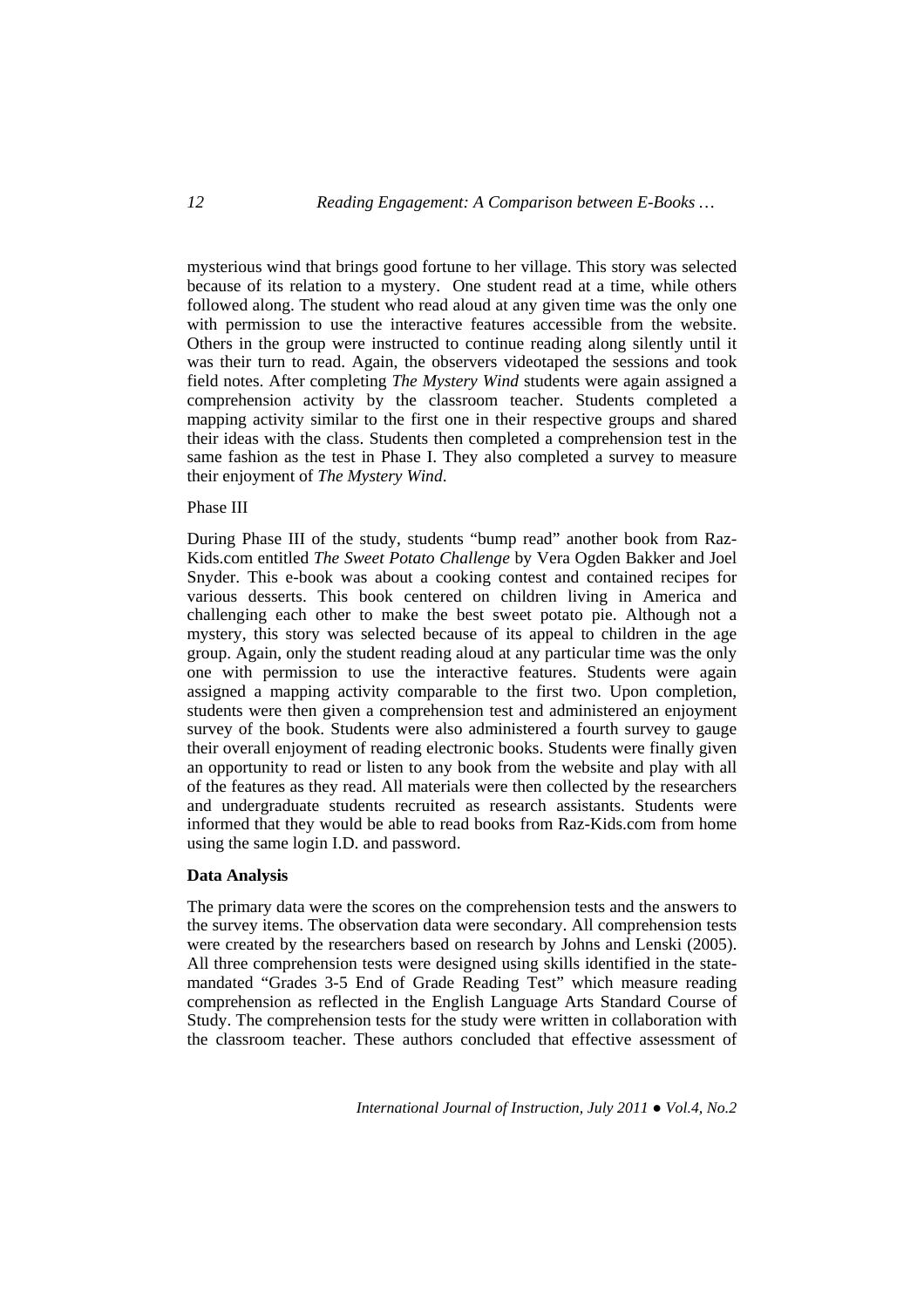mysterious wind that brings good fortune to her village. This story was selected because of its relation to a mystery. One student read at a time, while others followed along. The student who read aloud at any given time was the only one with permission to use the interactive features accessible from the website. Others in the group were instructed to continue reading along silently until it was their turn to read. Again, the observers videotaped the sessions and took field notes. After completing *The Mystery Wind* students were again assigned a comprehension activity by the classroom teacher. Students completed a mapping activity similar to the first one in their respective groups and shared their ideas with the class. Students then completed a comprehension test in the same fashion as the test in Phase I. They also completed a survey to measure their enjoyment of *The Mystery Wind*.

Phase III

During Phase III of the study, students "bump read" another book from Raz-Kids.com entitled *The Sweet Potato Challenge* by Vera Ogden Bakker and Joel Snyder. This e-book was about a cooking contest and contained recipes for various desserts. This book centered on children living in America and challenging each other to make the best sweet potato pie. Although not a mystery, this story was selected because of its appeal to children in the age group. Again, only the student reading aloud at any particular time was the only one with permission to use the interactive features. Students were again assigned a mapping activity comparable to the first two. Upon completion, students were then given a comprehension test and administered an enjoyment survey of the book. Students were also administered a fourth survey to gauge their overall enjoyment of reading electronic books. Students were finally given an opportunity to read or listen to any book from the website and play with all of the features as they read. All materials were then collected by the researchers and undergraduate students recruited as research assistants. Students were informed that they would be able to read books from Raz-Kids.com from home using the same login I.D. and password.

**Data Analysis**

The primary data were the scores on the comprehension tests and the answers to the survey items. The observation data were secondary. All comprehension tests were created by the researchers based on research by Johns and Lenski (2005). All three comprehension tests were designed using skills identified in the state-mandated "Grades 3-5 End of Grade Reading Test" which measure reading comprehension as reflected in the English Language Arts Standard Course of Study. The comprehension tests for the study were written in collaboration with the classroom teacher. These authors concluded that effective assessment of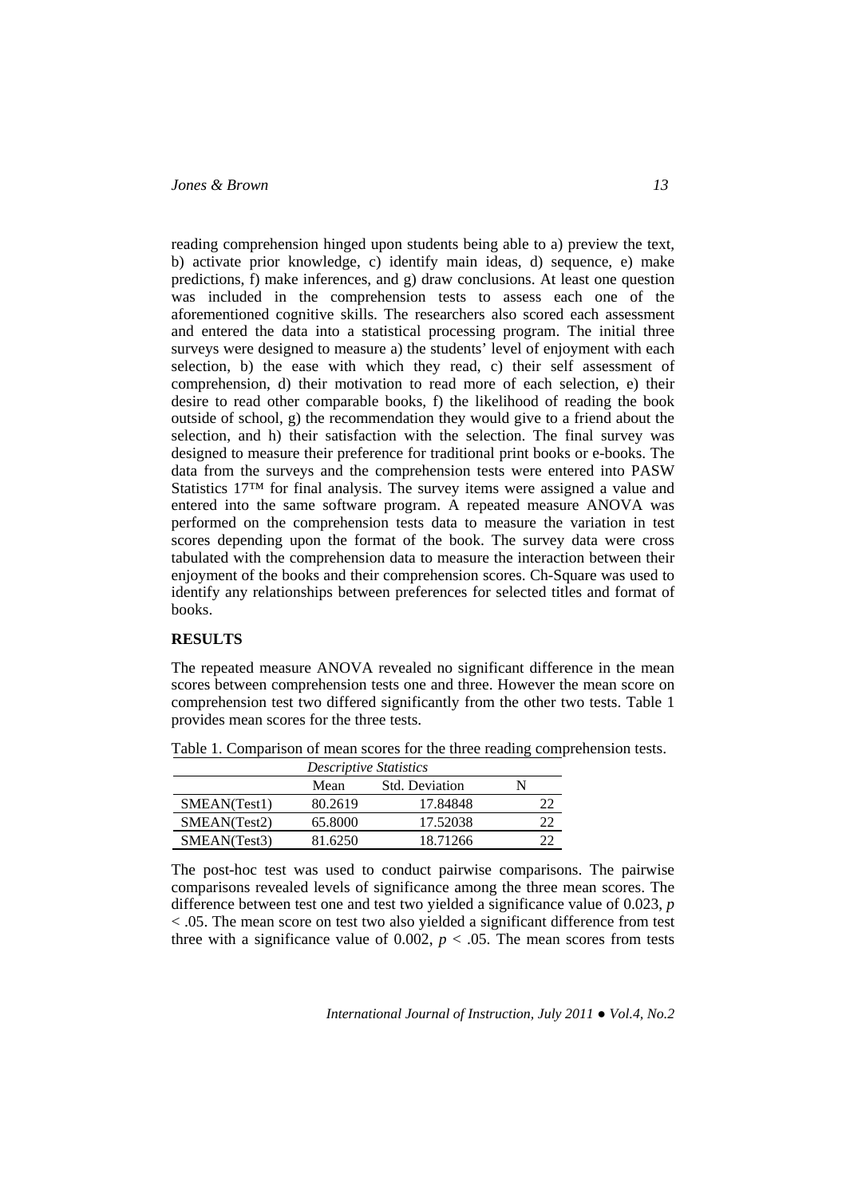reading comprehension hinged upon students being able to a) preview the text, b) activate prior knowledge, c) identify main ideas, d) sequence, e) make predictions, f) make inferences, and g) draw conclusions. At least one question was included in the comprehension tests to assess each one of the aforementioned cognitive skills. The researchers also scored each assessment and entered the data into a statistical processing program. The initial three surveys were designed to measure a) the students' level of enjoyment with each selection, b) the ease with which they read, c) their self assessment of comprehension, d) their motivation to read more of each selection, e) their desire to read other comparable books, f) the likelihood of reading the book outside of school, g) the recommendation they would give to a friend about the selection, and h) their satisfaction with the selection. The final survey was designed to measure their preference for traditional print books or e-books. The data from the surveys and the comprehension tests were entered into PASW Statistics 17™ for final analysis. The survey items were assigned a value and entered into the same software program. A repeated measure ANOVA was performed on the comprehension tests data to measure the variation in test scores depending upon the format of the book. The survey data were cross tabulated with the comprehension data to measure the interaction between their enjoyment of the books and their comprehension scores. Ch-Square was used to identify any relationships between preferences for selected titles and format of books.

## RESULTS

The repeated measure ANOVA revealed no significant difference in the mean scores between comprehension tests one and three. However the mean score on comprehension test two differed significantly from the other two tests. Table 1 provides mean scores for the three tests.

Table 1. Comparison of mean scores for the three reading comprehension tests.

| *Descriptive Statistics* | | | |
|---|---|---|---|
| | Mean | Std. Deviation | N |
| SMEAN(Test1) | 80.2619 | 17.84848 | 22 |
| SMEAN(Test2) | 65.8000 | 17.52038 | 22 |
| SMEAN(Test3) | 81.6250 | 18.71266 | 22 |

The post-hoc test was used to conduct pairwise comparisons. The pairwise comparisons revealed levels of significance among the three mean scores. The difference between test one and test two yielded a significance value of 0.023, $p < .05$. The mean score on test two also yielded a significant difference from test three with a significance value of 0.002, $p < .05$. The mean scores from tests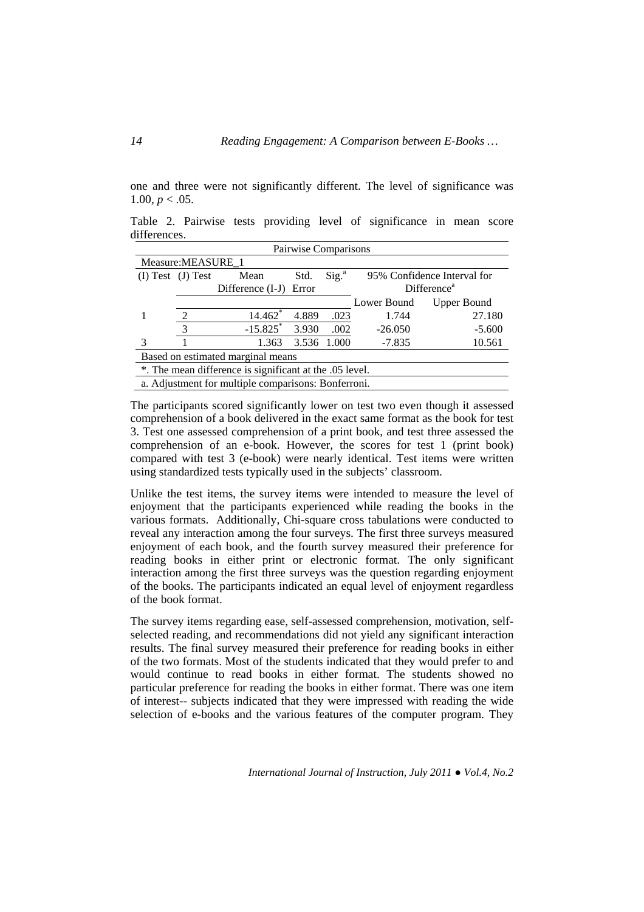one and three were not significantly different. The level of significance was 1.00, $p < .05$.

Table 2. Pairwise tests providing level of significance in mean score differences.

| Pairwise Comparisons | | | | | | |
|---|---|---|---|---|---|---|
| Measure:MEASURE_1 | | | | | | |
| (I) Test | (J) Test | Mean Difference (I-J) | Std. Error | Sig.[a] | 95% Confidence Interval for Difference[a] | |
| | | | | | Lower Bound | Upper Bound |
| 1 | 2 | 14.462* | 4.889 | .023 | 1.744 | 27.180 |
| | 3 | -15.825* | 3.930 | .002 | -26.050 | -5.600 |
| 3 | 1 | 1.363 | 3.536 | 1.000 | -7.835 | 10.561 |

Based on estimated marginal means

*. The mean difference is significant at the .05 level.

a. Adjustment for multiple comparisons: Bonferroni.

The participants scored significantly lower on test two even though it assessed comprehension of a book delivered in the exact same format as the book for test 3. Test one assessed comprehension of a print book, and test three assessed the comprehension of an e-book. However, the scores for test 1 (print book) compared with test 3 (e-book) were nearly identical. Test items were written using standardized tests typically used in the subjects' classroom.

Unlike the test items, the survey items were intended to measure the level of enjoyment that the participants experienced while reading the books in the various formats. Additionally, Chi-square cross tabulations were conducted to reveal any interaction among the four surveys. The first three surveys measured enjoyment of each book, and the fourth survey measured their preference for reading books in either print or electronic format. The only significant interaction among the first three surveys was the question regarding enjoyment of the books. The participants indicated an equal level of enjoyment regardless of the book format.

The survey items regarding ease, self-assessed comprehension, motivation, self-selected reading, and recommendations did not yield any significant interaction results. The final survey measured their preference for reading books in either of the two formats. Most of the students indicated that they would prefer to and would continue to read books in either format. The students showed no particular preference for reading the books in either format. There was one item of interest-- subjects indicated that they were impressed with reading the wide selection of e-books and the various features of the computer program. They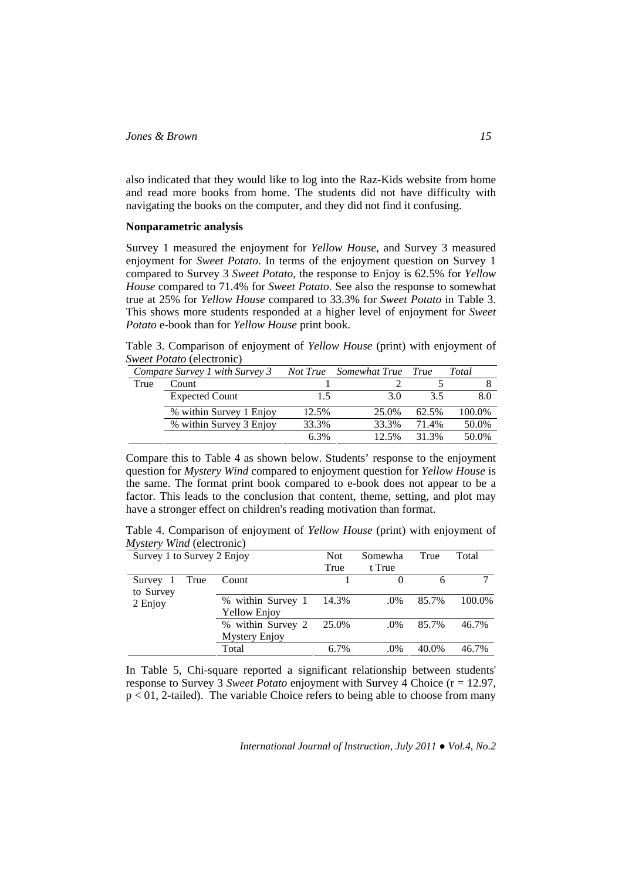also indicated that they would like to log into the Raz-Kids website from home and read more books from home. The students did not have difficulty with navigating the books on the computer, and they did not find it confusing.

**Nonparametric analysis**

Survey 1 measured the enjoyment for *Yellow House*, and Survey 3 measured enjoyment for *Sweet Potato*. In terms of the enjoyment question on Survey 1 compared to Survey 3 *Sweet Potato*, the response to Enjoy is 62.5% for *Yellow House* compared to 71.4% for *Sweet Potato*. See also the response to somewhat true at 25% for *Yellow House* compared to 33.3% for *Sweet Potato* in Table 3. This shows more students responded at a higher level of enjoyment for *Sweet Potato* e-book than for *Yellow House* print book.

Table 3. Comparison of enjoyment of *Yellow House* (print) with enjoyment of *Sweet Potato* (electronic)

| *Compare Survey 1 with Survey 3* | | *Not True* | *Somewhat True* | *True* | *Total* |
|---|---|---|---|---|---|
| True | Count | 1 | 2 | 5 | 8 |
| | Expected Count | 1.5 | 3.0 | 3.5 | 8.0 |
| | % within Survey 1 Enjoy | 12.5% | 25.0% | 62.5% | 100.0% |
| | % within Survey 3 Enjoy | 33.3% | 33.3% | 71.4% | 50.0% |
| | | 6.3% | 12.5% | 31.3% | 50.0% |

Compare this to Table 4 as shown below. Students' response to the enjoyment question for *Mystery Wind* compared to enjoyment question for *Yellow House* is the same. The format print book compared to e-book does not appear to be a factor. This leads to the conclusion that content, theme, setting, and plot may have a stronger effect on children's reading motivation than format.

Table 4. Comparison of enjoyment of *Yellow House* (print) with enjoyment of *Mystery Wind* (electronic)

| Survey 1 to Survey 2 Enjoy | | | Not True | Somewhat True | True | Total |
|---|---|---|---|---|---|---|
| Survey 1 to Survey 2 Enjoy | True | Count | 1 | 0 | 6 | 7 |
| | | % within Survey 1 Yellow Enjoy | 14.3% | .0% | 85.7% | 100.0% |
| | | % within Survey 2 Mystery Enjoy | 25.0% | .0% | 85.7% | 46.7% |
| | | Total | 6.7% | .0% | 40.0% | 46.7% |

In Table 5, Chi-square reported a significant relationship between students' response to Survey 3 *Sweet Potato* enjoyment with Survey 4 Choice ($r = 12.97$, $p < 01$, 2-tailed). The variable Choice refers to being able to choose from many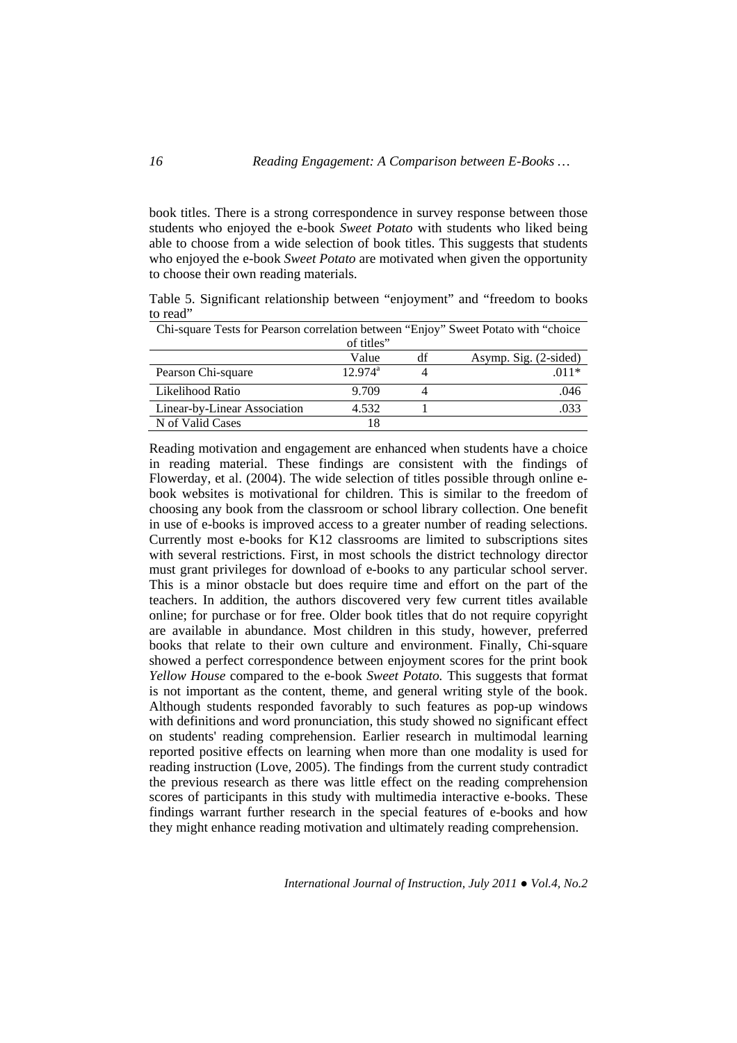book titles. There is a strong correspondence in survey response between those students who enjoyed the e-book *Sweet Potato* with students who liked being able to choose from a wide selection of book titles. This suggests that students who enjoyed the e-book *Sweet Potato* are motivated when given the opportunity to choose their own reading materials.

Table 5. Significant relationship between "enjoyment" and "freedom to books to read"

| Chi-square Tests for Pearson correlation between "Enjoy" Sweet Potato with "choice of titles" | | | |
|---|---|---|---|
| | Value | df | Asymp. Sig. (2-sided) |
| Pearson Chi-square | 12.974[a] | 4 | .011* |
| Likelihood Ratio | 9.709 | 4 | .046 |
| Linear-by-Linear Association | 4.532 | 1 | .033 |
| N of Valid Cases | 18 | | |

Reading motivation and engagement are enhanced when students have a choice in reading material. These findings are consistent with the findings of Flowerday, et al. (2004). The wide selection of titles possible through online e-book websites is motivational for children. This is similar to the freedom of choosing any book from the classroom or school library collection. One benefit in use of e-books is improved access to a greater number of reading selections. Currently most e-books for K12 classrooms are limited to subscriptions sites with several restrictions. First, in most schools the district technology director must grant privileges for download of e-books to any particular school server. This is a minor obstacle but does require time and effort on the part of the teachers. In addition, the authors discovered very few current titles available online; for purchase or for free. Older book titles that do not require copyright are available in abundance. Most children in this study, however, preferred books that relate to their own culture and environment. Finally, Chi-square showed a perfect correspondence between enjoyment scores for the print book *Yellow House* compared to the e-book *Sweet Potato.* This suggests that format is not important as the content, theme, and general writing style of the book. Although students responded favorably to such features as pop-up windows with definitions and word pronunciation, this study showed no significant effect on students' reading comprehension. Earlier research in multimodal learning reported positive effects on learning when more than one modality is used for reading instruction (Love, 2005). The findings from the current study contradict the previous research as there was little effect on the reading comprehension scores of participants in this study with multimedia interactive e-books. These findings warrant further research in the special features of e-books and how they might enhance reading motivation and ultimately reading comprehension.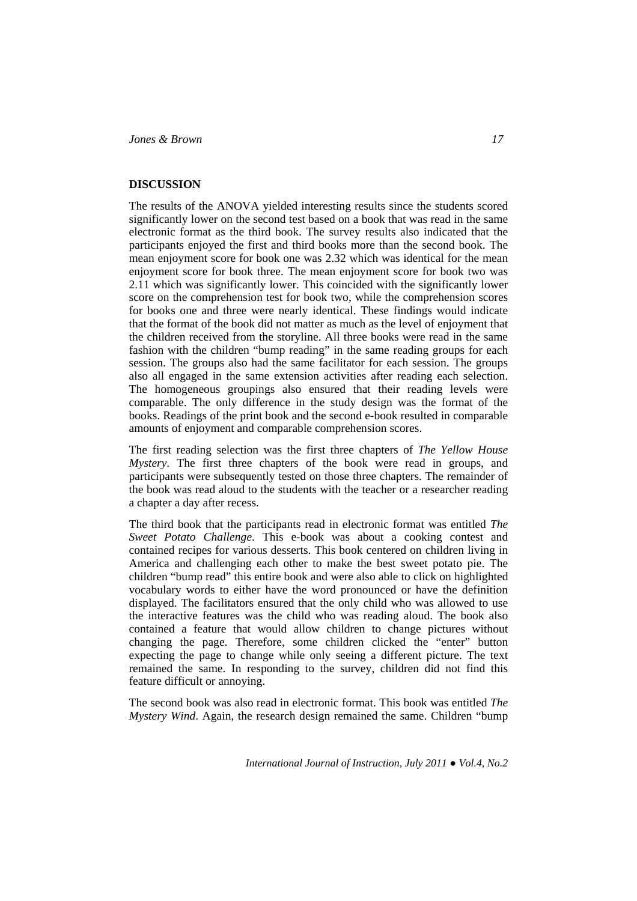## DISCUSSION

The results of the ANOVA yielded interesting results since the students scored significantly lower on the second test based on a book that was read in the same electronic format as the third book. The survey results also indicated that the participants enjoyed the first and third books more than the second book. The mean enjoyment score for book one was 2.32 which was identical for the mean enjoyment score for book three. The mean enjoyment score for book two was 2.11 which was significantly lower. This coincided with the significantly lower score on the comprehension test for book two, while the comprehension scores for books one and three were nearly identical. These findings would indicate that the format of the book did not matter as much as the level of enjoyment that the children received from the storyline. All three books were read in the same fashion with the children "bump reading" in the same reading groups for each session. The groups also had the same facilitator for each session. The groups also all engaged in the same extension activities after reading each selection. The homogeneous groupings also ensured that their reading levels were comparable. The only difference in the study design was the format of the books. Readings of the print book and the second e-book resulted in comparable amounts of enjoyment and comparable comprehension scores.

The first reading selection was the first three chapters of *The Yellow House Mystery*. The first three chapters of the book were read in groups, and participants were subsequently tested on those three chapters. The remainder of the book was read aloud to the students with the teacher or a researcher reading a chapter a day after recess.

The third book that the participants read in electronic format was entitled *The Sweet Potato Challenge*. This e-book was about a cooking contest and contained recipes for various desserts. This book centered on children living in America and challenging each other to make the best sweet potato pie. The children "bump read" this entire book and were also able to click on highlighted vocabulary words to either have the word pronounced or have the definition displayed. The facilitators ensured that the only child who was allowed to use the interactive features was the child who was reading aloud. The book also contained a feature that would allow children to change pictures without changing the page. Therefore, some children clicked the "enter" button expecting the page to change while only seeing a different picture. The text remained the same. In responding to the survey, children did not find this feature difficult or annoying.

The second book was also read in electronic format. This book was entitled *The Mystery Wind*. Again, the research design remained the same. Children "bump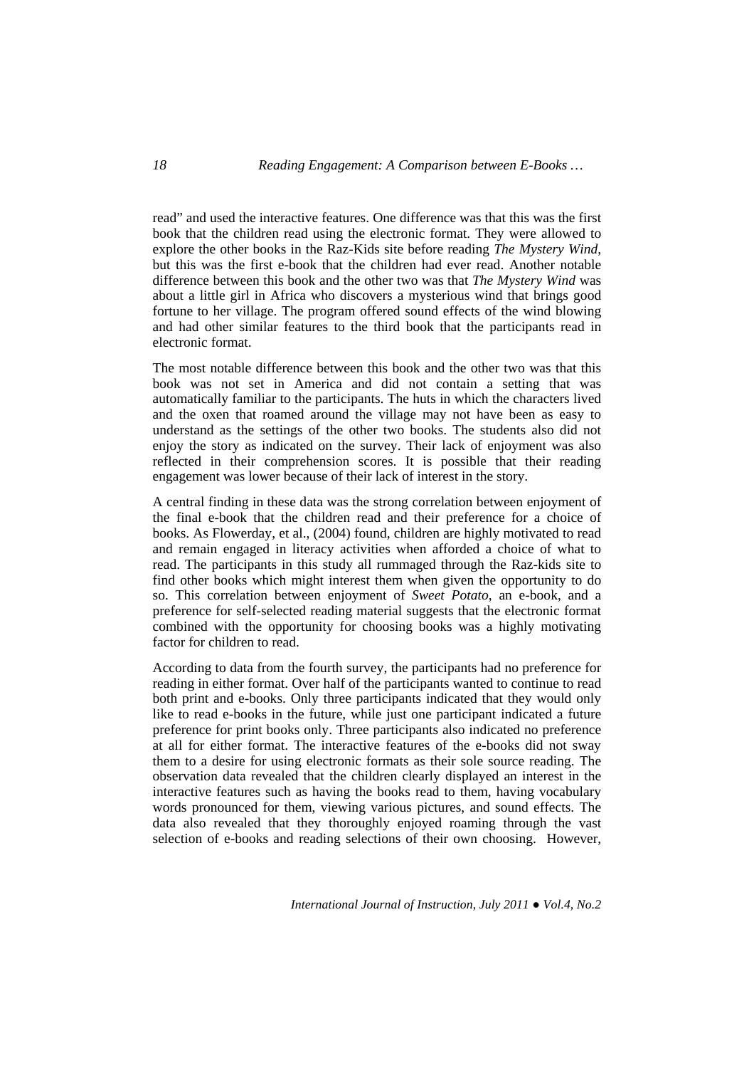read" and used the interactive features. One difference was that this was the first book that the children read using the electronic format. They were allowed to explore the other books in the Raz-Kids site before reading *The Mystery Wind*, but this was the first e-book that the children had ever read. Another notable difference between this book and the other two was that *The Mystery Wind* was about a little girl in Africa who discovers a mysterious wind that brings good fortune to her village. The program offered sound effects of the wind blowing and had other similar features to the third book that the participants read in electronic format.

The most notable difference between this book and the other two was that this book was not set in America and did not contain a setting that was automatically familiar to the participants. The huts in which the characters lived and the oxen that roamed around the village may not have been as easy to understand as the settings of the other two books. The students also did not enjoy the story as indicated on the survey. Their lack of enjoyment was also reflected in their comprehension scores. It is possible that their reading engagement was lower because of their lack of interest in the story.

A central finding in these data was the strong correlation between enjoyment of the final e-book that the children read and their preference for a choice of books. As Flowerday, et al., (2004) found, children are highly motivated to read and remain engaged in literacy activities when afforded a choice of what to read. The participants in this study all rummaged through the Raz-kids site to find other books which might interest them when given the opportunity to do so. This correlation between enjoyment of *Sweet Potato*, an e-book, and a preference for self-selected reading material suggests that the electronic format combined with the opportunity for choosing books was a highly motivating factor for children to read.

According to data from the fourth survey, the participants had no preference for reading in either format. Over half of the participants wanted to continue to read both print and e-books. Only three participants indicated that they would only like to read e-books in the future, while just one participant indicated a future preference for print books only. Three participants also indicated no preference at all for either format. The interactive features of the e-books did not sway them to a desire for using electronic formats as their sole source reading. The observation data revealed that the children clearly displayed an interest in the interactive features such as having the books read to them, having vocabulary words pronounced for them, viewing various pictures, and sound effects. The data also revealed that they thoroughly enjoyed roaming through the vast selection of e-books and reading selections of their own choosing. However,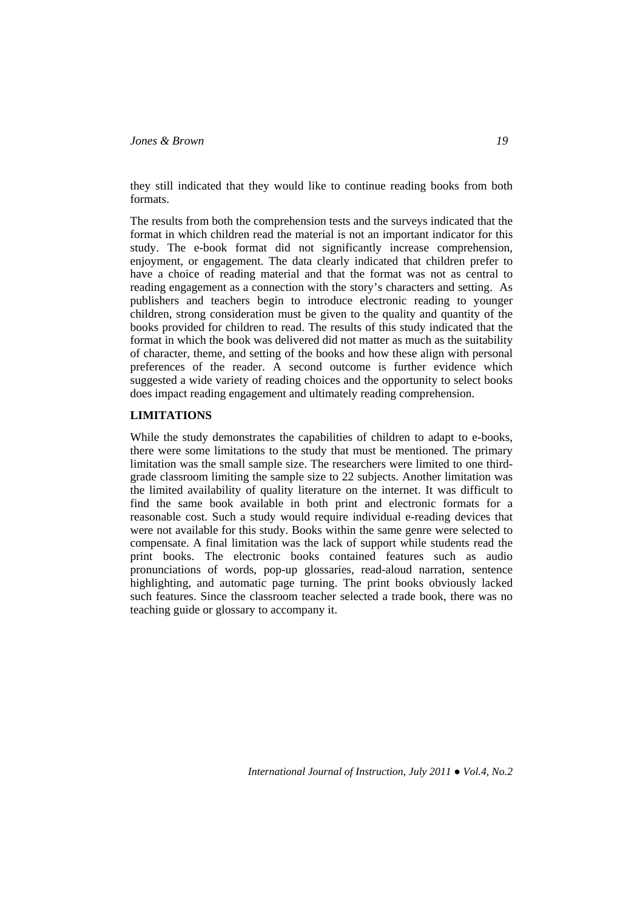they still indicated that they would like to continue reading books from both formats.

The results from both the comprehension tests and the surveys indicated that the format in which children read the material is not an important indicator for this study. The e-book format did not significantly increase comprehension, enjoyment, or engagement. The data clearly indicated that children prefer to have a choice of reading material and that the format was not as central to reading engagement as a connection with the story's characters and setting. As publishers and teachers begin to introduce electronic reading to younger children, strong consideration must be given to the quality and quantity of the books provided for children to read. The results of this study indicated that the format in which the book was delivered did not matter as much as the suitability of character, theme, and setting of the books and how these align with personal preferences of the reader. A second outcome is further evidence which suggested a wide variety of reading choices and the opportunity to select books does impact reading engagement and ultimately reading comprehension.

## LIMITATIONS

While the study demonstrates the capabilities of children to adapt to e-books, there were some limitations to the study that must be mentioned. The primary limitation was the small sample size. The researchers were limited to one third-grade classroom limiting the sample size to 22 subjects. Another limitation was the limited availability of quality literature on the internet. It was difficult to find the same book available in both print and electronic formats for a reasonable cost. Such a study would require individual e-reading devices that were not available for this study. Books within the same genre were selected to compensate. A final limitation was the lack of support while students read the print books. The electronic books contained features such as audio pronunciations of words, pop-up glossaries, read-aloud narration, sentence highlighting, and automatic page turning. The print books obviously lacked such features. Since the classroom teacher selected a trade book, there was no teaching guide or glossary to accompany it.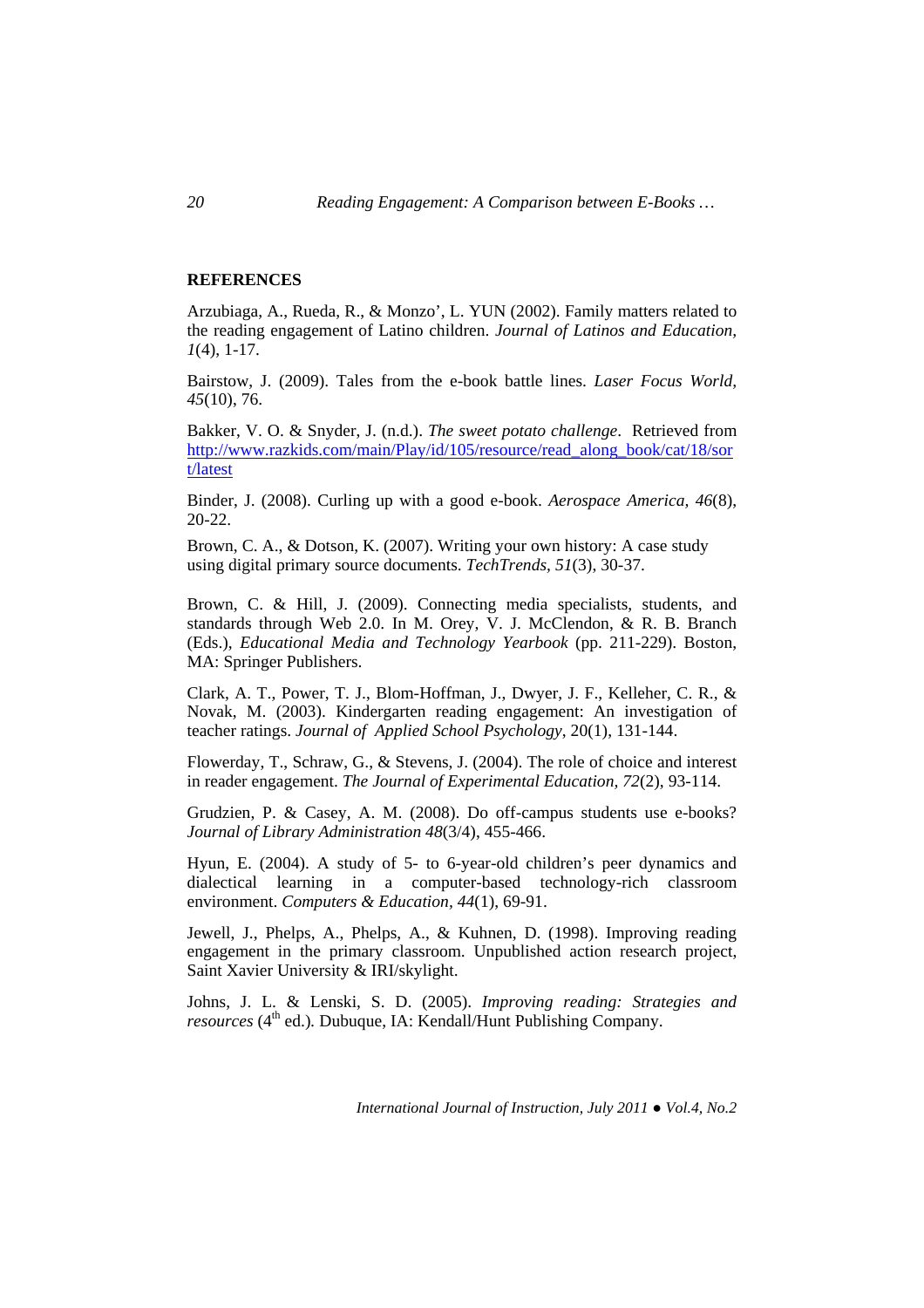## REFERENCES

Arzubiaga, A., Rueda, R., & Monzo', L. YUN (2002). Family matters related to the reading engagement of Latino children. *Journal of Latinos and Education, 1*(4), 1-17.

Bairstow, J. (2009). Tales from the e-book battle lines. *Laser Focus World, 45*(10), 76.

Bakker, V. O. & Snyder, J. (n.d.). *The sweet potato challenge*. Retrieved from http://www.razkids.com/main/Play/id/105/resource/read_along_book/cat/18/sort/latest

Binder, J. (2008). Curling up with a good e-book. *Aerospace America, 46*(8), 20-22.

Brown, C. A., & Dotson, K. (2007). Writing your own history: A case study using digital primary source documents. *TechTrends, 51*(3), 30-37.

Brown, C. & Hill, J. (2009). Connecting media specialists, students, and standards through Web 2.0. In M. Orey, V. J. McClendon, & R. B. Branch (Eds.), *Educational Media and Technology Yearbook* (pp. 211-229). Boston, MA: Springer Publishers.

Clark, A. T., Power, T. J., Blom-Hoffman, J., Dwyer, J. F., Kelleher, C. R., & Novak, M. (2003). Kindergarten reading engagement: An investigation of teacher ratings. *Journal of Applied School Psychology*, 20(1), 131-144.

Flowerday, T., Schraw, G., & Stevens, J. (2004). The role of choice and interest in reader engagement. *The Journal of Experimental Education, 72*(2), 93-114.

Grudzien, P. & Casey, A. M. (2008). Do off-campus students use e-books? *Journal of Library Administration 48*(3/4), 455-466.

Hyun, E. (2004). A study of 5- to 6-year-old children's peer dynamics and dialectical learning in a computer-based technology-rich classroom environment. *Computers & Education, 44*(1), 69-91.

Jewell, J., Phelps, A., Phelps, A., & Kuhnen, D. (1998). Improving reading engagement in the primary classroom. Unpublished action research project, Saint Xavier University & IRI/skylight.

Johns, J. L. & Lenski, S. D. (2005). *Improving reading: Strategies and resources* (4th ed.). Dubuque, IA: Kendall/Hunt Publishing Company.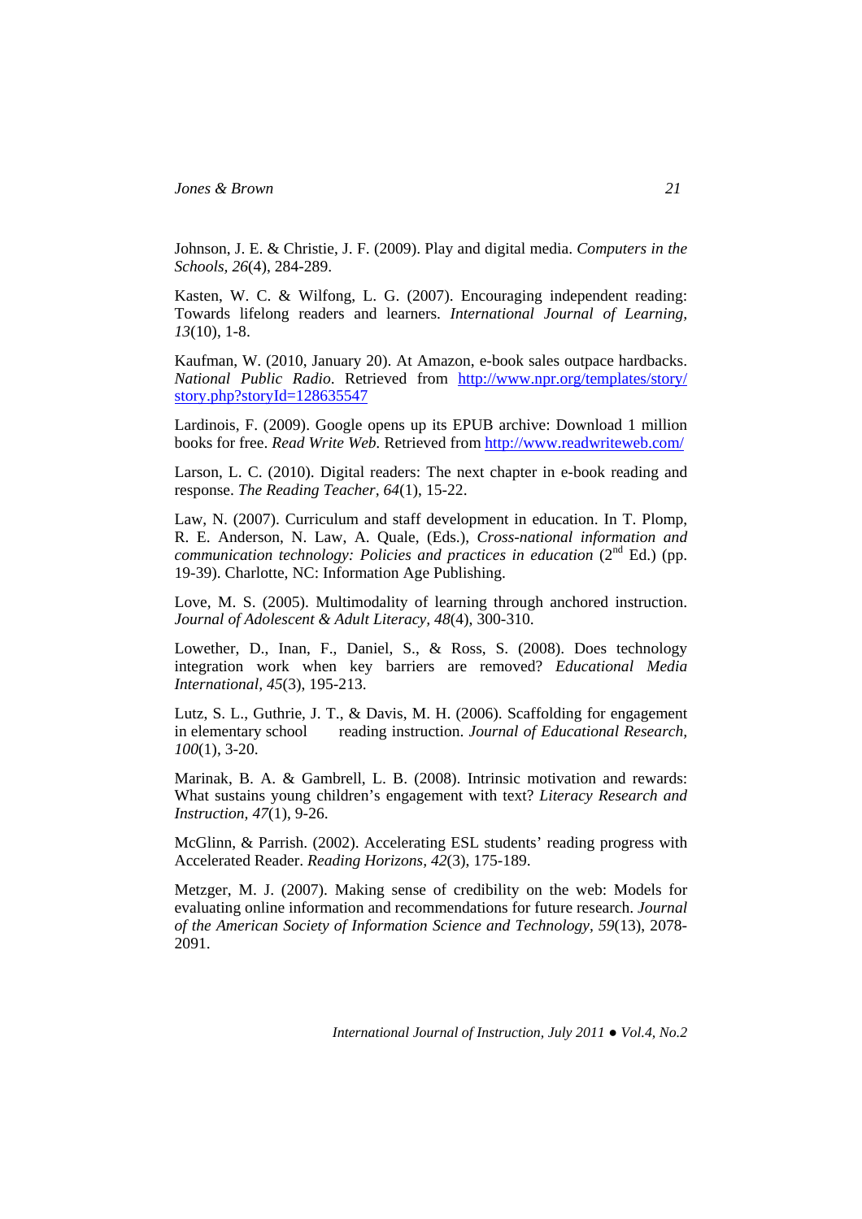Johnson, J. E. & Christie, J. F. (2009). Play and digital media. *Computers in the Schools, 26*(4), 284-289.

Kasten, W. C. & Wilfong, L. G. (2007). Encouraging independent reading: Towards lifelong readers and learners. *International Journal of Learning, 13*(10), 1-8.

Kaufman, W. (2010, January 20). At Amazon, e-book sales outpace hardbacks. *National Public Radio*. Retrieved from http://www.npr.org/templates/story/story.php?storyId=128635547

Lardinois, F. (2009). Google opens up its EPUB archive: Download 1 million books for free. *Read Write Web*. Retrieved from http://www.readwriteweb.com/

Larson, L. C. (2010). Digital readers: The next chapter in e-book reading and response. *The Reading Teacher, 64*(1), 15-22.

Law, N. (2007). Curriculum and staff development in education. In T. Plomp, R. E. Anderson, N. Law, A. Quale, (Eds.), *Cross-national information and communication technology: Policies and practices in education* (2nd Ed.) (pp. 19-39). Charlotte, NC: Information Age Publishing.

Love, M. S. (2005). Multimodality of learning through anchored instruction. *Journal of Adolescent & Adult Literacy, 48*(4), 300-310.

Lowether, D., Inan, F., Daniel, S., & Ross, S. (2008). Does technology integration work when key barriers are removed? *Educational Media International, 45*(3), 195-213.

Lutz, S. L., Guthrie, J. T., & Davis, M. H. (2006). Scaffolding for engagement in elementary school reading instruction. *Journal of Educational Research, 100*(1), 3-20.

Marinak, B. A. & Gambrell, L. B. (2008). Intrinsic motivation and rewards: What sustains young children's engagement with text? *Literacy Research and Instruction, 47*(1), 9-26.

McGlinn, & Parrish. (2002). Accelerating ESL students' reading progress with Accelerated Reader. *Reading Horizons, 42*(3), 175-189.

Metzger, M. J. (2007). Making sense of credibility on the web: Models for evaluating online information and recommendations for future research. *Journal of the American Society of Information Science and Technology, 59*(13), 2078-2091.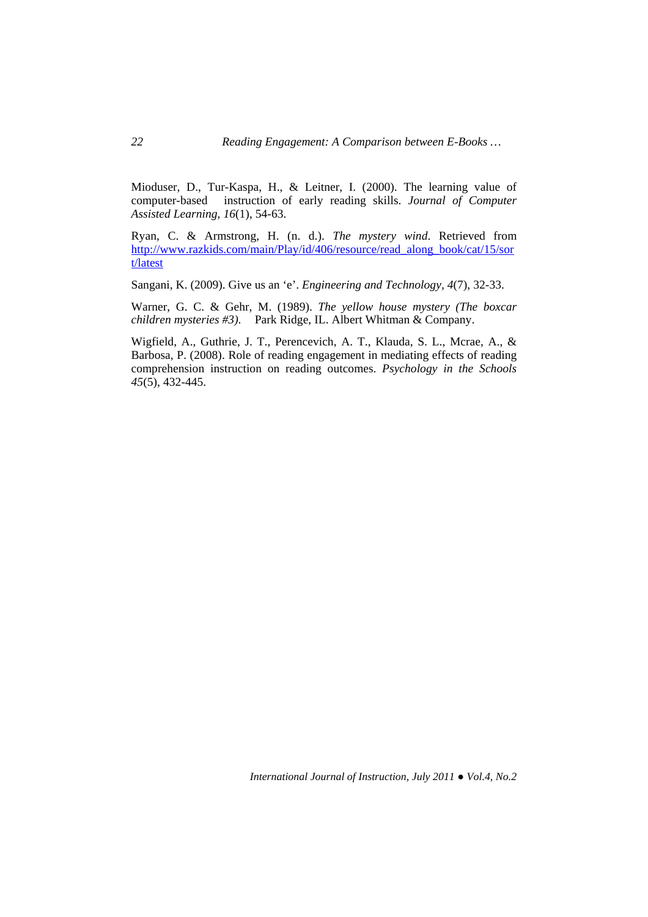Mioduser, D., Tur-Kaspa, H., & Leitner, I. (2000). The learning value of computer-based instruction of early reading skills. *Journal of Computer Assisted Learning, 16*(1), 54-63.

Ryan, C. & Armstrong, H. (n. d.). *The mystery wind*. Retrieved from http://www.razkids.com/main/Play/id/406/resource/read_along_book/cat/15/sort/latest

Sangani, K. (2009). Give us an 'e'. *Engineering and Technology, 4*(7), 32-33.

Warner, G. C. & Gehr, M. (1989). *The yellow house mystery (The boxcar children mysteries #3)*. Park Ridge, IL. Albert Whitman & Company.

Wigfield, A., Guthrie, J. T., Perencevich, A. T., Klauda, S. L., Mcrae, A., & Barbosa, P. (2008). Role of reading engagement in mediating effects of reading comprehension instruction on reading outcomes. *Psychology in the Schools 45*(5), 432-445.